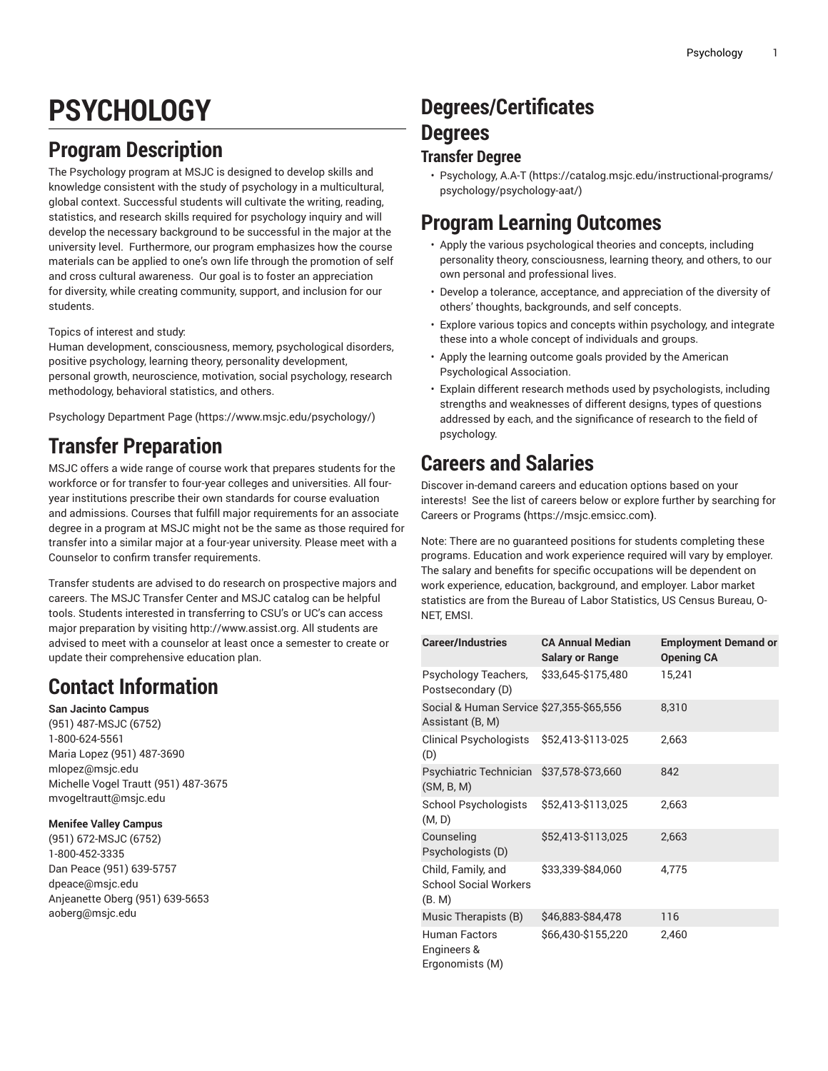# PSYCHOLOGY

## Program Description

The Psychology program at MSJC is designed to develop skills and knowledge consistent with the study of psychology in a multicultural, global context. Successful students will cultivate the writing, reading, statistics, and research skills required for psychology inquiry and will develop the necessary background to be successful in the major at the university level. Furthermore, our program emphasizes how the course materials can be applied to one's own life through the promotion of self and cross cultural awareness. Our goal is to foster an appreciation for diversity, while creating community, support, and inclusion for our students.

Topics of interest and study:
Human development, consciousness, memory, psychological disorders, positive psychology, learning theory, personality development, personal growth, neuroscience, motivation, social psychology, research methodology, behavioral statistics, and others.

Psychology Department Page (https://www.msjc.edu/psychology/)

## Transfer Preparation

MSJC offers a wide range of course work that prepares students for the workforce or for transfer to four-year colleges and universities. All four-year institutions prescribe their own standards for course evaluation and admissions. Courses that fulfill major requirements for an associate degree in a program at MSJC might not be the same as those required for transfer into a similar major at a four-year university. Please meet with a Counselor to confirm transfer requirements.

Transfer students are advised to do research on prospective majors and careers. The MSJC Transfer Center and MSJC catalog can be helpful tools. Students interested in transferring to CSU's or UC's can access major preparation by visiting http://www.assist.org. All students are advised to meet with a counselor at least once a semester to create or update their comprehensive education plan.

## Contact Information

**San Jacinto Campus**
(951) 487-MSJC (6752)
1-800-624-5561
Maria Lopez (951) 487-3690
mlopez@msjc.edu
Michelle Vogel Trautt (951) 487-3675
mvogeltrautt@msjc.edu

**Menifee Valley Campus**
(951) 672-MSJC (6752)
1-800-452-3335
Dan Peace (951) 639-5757
dpeace@msjc.edu
Anjeanette Oberg (951) 639-5653
aoberg@msjc.edu

# Degrees/Certificates

# Degrees

### Transfer Degree

- Psychology, A.A-T (https://catalog.msjc.edu/instructional-programs/psychology/psychology-aat/)

## Program Learning Outcomes

- Apply the various psychological theories and concepts, including personality theory, consciousness, learning theory, and others, to our own personal and professional lives.
- Develop a tolerance, acceptance, and appreciation of the diversity of others' thoughts, backgrounds, and self concepts.
- Explore various topics and concepts within psychology, and integrate these into a whole concept of individuals and groups.
- Apply the learning outcome goals provided by the American Psychological Association.
- Explain different research methods used by psychologists, including strengths and weaknesses of different designs, types of questions addressed by each, and the significance of research to the field of psychology.

## Careers and Salaries

Discover in-demand careers and education options based on your interests! See the list of careers below or explore further by searching for Careers or Programs **(**https://msjc.emsicc.com**)**.

Note: There are no guaranteed positions for students completing these programs. Education and work experience required will vary by employer. The salary and benefits for specific occupations will be dependent on work experience, education, background, and employer. Labor market statistics are from the Bureau of Labor Statistics, US Census Bureau, O-NET, EMSI.

| Career/Industries | CA Annual Median Salary or Range | Employment Demand or Opening CA |
|---|---|---|
| Psychology Teachers, Postsecondary (D) | $33,645-$175,480 | 15,241 |
| Social & Human Service Assistant (B, M) | $27,355-$65,556 | 8,310 |
| Clinical Psychologists (D) | $52,413-$113-025 | 2,663 |
| Psychiatric Technician (SM, B, M) | $37,578-$73,660 | 842 |
| School Psychologists (M, D) | $52,413-$113,025 | 2,663 |
| Counseling Psychologists (D) | $52,413-$113,025 | 2,663 |
| Child, Family, and School Social Workers (B. M) | $33,339-$84,060 | 4,775 |
| Music Therapists (B) | $46,883-$84,478 | 116 |
| Human Factors Engineers & Ergonomists (M) | $66,430-$155,220 | 2,460 |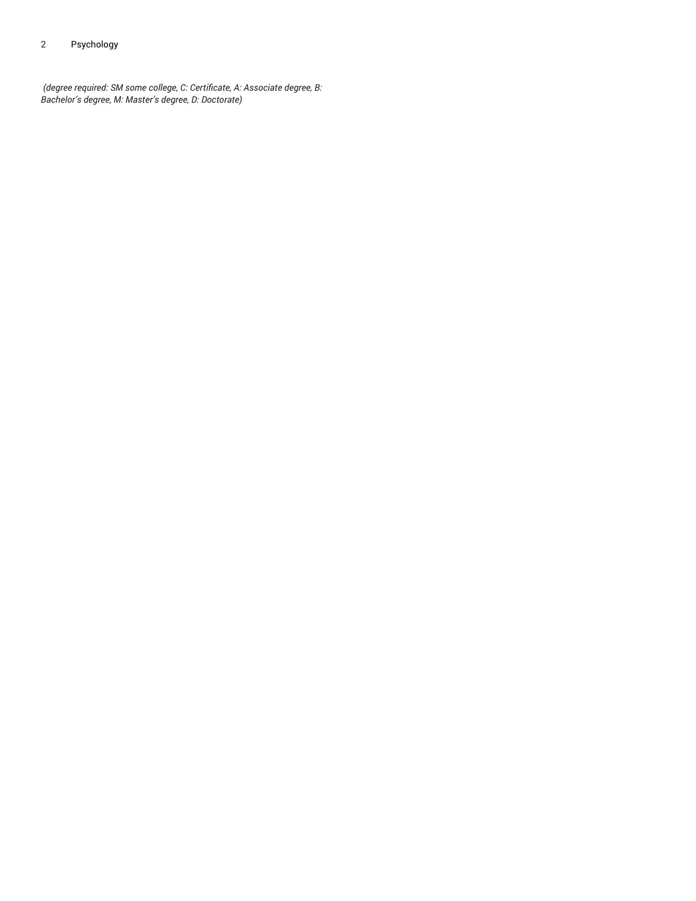*(degree required: SM some college, C: Certificate, A: Associate degree, B: Bachelor's degree, M: Master's degree, D: Doctorate)*